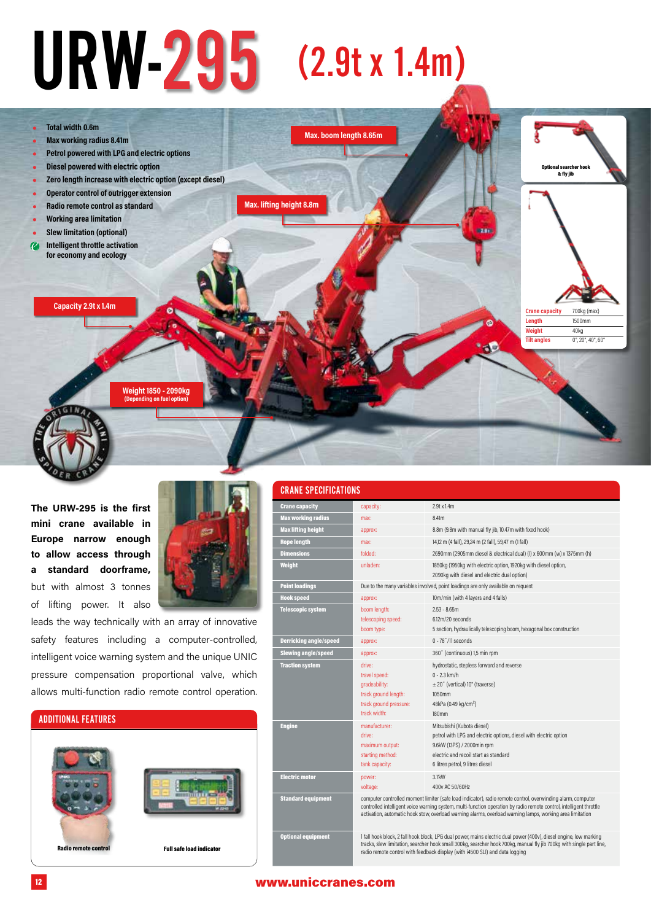# URW-295 (2.9t x 1.4m)

- Total width 0.6m
- Max working radius 8.41m
- Petrol powered with LPG and electric options
- Diesel powered with electric option
- Zero length increase with electric option (except diesel)
- Operator control of outrigger extension
- Radio remote control as standard
- Working area limitation
- Slew limitation (optional)
- Intelligent throttle activation for economy and ecology

Max. boom length 8.65m

Max. lifting height 8.8m

Capacity 2.9t x 1.4m

Weight 1850 - 2090kg
(Depending on fuel option)

Optional searcher hook & fly jib

| | |
|---|---|
| Crane capacity | 700kg (max) |
| Length | 1500mm |
| Weight | 40kg |
| Tilt angles | 0°, 20°, 40°, 60° |

**The URW-295 is the first mini crane available in Europe narrow enough to allow access through a standard doorframe,** but with almost 3 tonnes of lifting power. It also leads the way technically with an array of innovative safety features including a computer-controlled, intelligent voice warning system and the unique UNIC pressure compensation proportional valve, which allows multi-function radio remote control operation.

## ADDITIONAL FEATURES

Radio remote control

Full safe load indicator

## CRANE SPECIFICATIONS

| | | |
|---|---|---|
| Crane capacity | capacity: | 2.9t x 1.4m |
| Max working radius | max: | 8.41m |
| Max lifting height | approx: | 8.8m (9.8m with manual fly jib, 10.47m with fixed hook) |
| Rope length | max: | 14,12 m (4 fall), 29,24 m (2 fall), 59,47 m (1 fall) |
| Dimensions | folded: | 2690mm (2905mm diesel & electrical dual) (l) x 600mm (w) x 1375mm (h) |
| Weight | unladen: | 1850kg (1950kg with electric option, 1920kg with diesel option, 2090kg with diesel and electric dual option) |
| Point loadings | Due to the many variables involved, point loadings are only available on request | |
| Hook speed | approx: | 10m/min (with 4 layers and 4 falls) |
| Telescopic system | boom length:<br>telescoping speed:<br>boom type: | 2.53 - 8.65m<br>6.12m/20 seconds<br>5 section, hydraulically telescoping boom, hexagonal box construction |
| Derricking angle/speed | approx: | 0 - 78˚/11 seconds |
| Slewing angle/speed | approx: | 360˚ (continuous) 1,5 min rpm |
| Traction system | drive:<br>travel speed:<br>gradeability:<br>track ground length:<br>track ground pressure:<br>track width: | hydrostatic, stepless forward and reverse<br>0 - 2.3 km/h<br>± 20˚ (vertical) 10˚ (traverse)<br>1050mm<br>48kPa (0.49 kg/cm²)<br>180mm |
| Engine | manufacturer:<br>drive:<br>maximum output:<br>starting method:<br>tank capacity: | Mitsubishi (Kubota diesel)<br>petrol with LPG and electric options, diesel with electric option<br>9.6kW (13PS) / 2000min rpm<br>electric and recoil start as standard<br>6 litres petrol, 9 litres diesel |
| Electric motor | power:<br>voltage: | 3.7kW<br>400v AC 50/60Hz |
| Standard equipment | computer controlled moment limiter (safe load indicator), radio remote control, overwinding alarm, computer controlled intelligent voice warning system, multi-function operation by radio remote control, intelligent throttle activation, automatic hook stow, overload warning alarms, overload warning lamps, working area limitation | |
| Optional equipment | 1 fall hook block, 2 fall hook block, LPG dual power, mains electric dual power (400v), diesel engine, low marking tracks, slew limitation, searcher hook small 300kg, searcher hook 700kg, manual fly jib 700kg with single part line, radio remote control with feedback display (with i4500 SLI) and data logging | |

www.uniccranes.com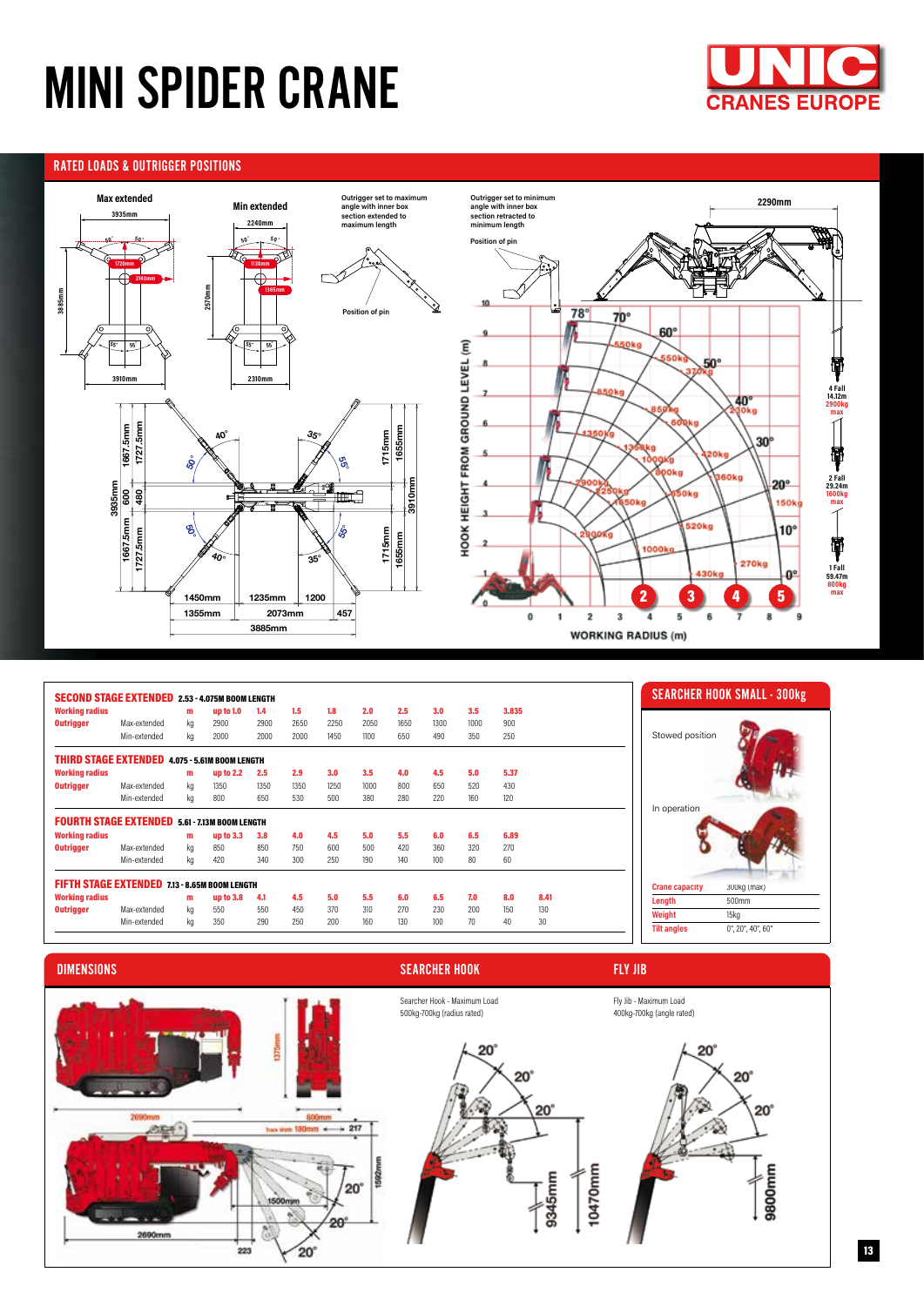# MINI SPIDER CRANE

UNIC CRANES EUROPE

## RATED LOADS & OUTRIGGER POSITIONS

Max extended
3935mm
50° 50°
1720mm
2240mm
3885mm
55° 55°
3910mm

Min extended
2240mm
50° 50°
1130mm
1365mm
2570mm
55° 55°
2310mm

Outrigger set to maximum angle with inner box section extended to maximum length

Position of pin

Outrigger set to minimum angle with inner box section retracted to minimum length

Position of pin

2290mm

40° 35° 50° 55° 50° 55° 40° 35°
1667.5mm 1727.5mm 600 480 1667.5mm 1727.5mm
3935mm
1715mm 1655mm 3910mm 1715mm 1655mm
1450mm 1235mm 1200
1355mm 2073mm 457
3885mm

HOOK HEIGHT FROM GROUND LEVEL (m)
WORKING RADIUS (m)
78° 70° 60° 50° 40° 30° 20° 10° 0°
550kg 550kg 370kg 850kg 850kg 600kg 230kg 1350kg 1350kg 1000kg 420kg 800kg 360kg 2900kg 2250kg 650kg 1650kg 150kg 520kg 2900kg 1000kg 270kg 430kg
2 3 4 5

4 Fall 14.12m 2900kg max
2 Fall 29.24m 1600kg max
1 Fall 59.47m 800kg max

### SECOND STAGE EXTENDED 2.53 - 4.075M BOOM LENGTH

| Working radius | | m | up to 1.0 | 1.4 | 1.5 | 1.8 | 2.0 | 2.5 | 3.0 | 3.5 | 3.835 |
|---|---|---|---|---|---|---|---|---|---|---|---|
| Outrigger | Max-extended | kg | 2900 | 2900 | 2650 | 2250 | 2050 | 1650 | 1300 | 1000 | 900 |
| | Min-extended | kg | 2000 | 2000 | 2000 | 1450 | 1100 | 650 | 490 | 350 | 250 |

### THIRD STAGE EXTENDED 4.075 - 5.61M BOOM LENGTH

| Working radius | | m | up to 2.2 | 2.5 | 2.9 | 3.0 | 3.5 | 4.0 | 4.5 | 5.0 | 5.37 |
|---|---|---|---|---|---|---|---|---|---|---|---|
| Outrigger | Max-extended | kg | 1350 | 1350 | 1350 | 1250 | 1000 | 800 | 650 | 520 | 430 |
| | Min-extended | kg | 800 | 650 | 530 | 500 | 380 | 280 | 220 | 160 | 120 |

### FOURTH STAGE EXTENDED 5.61 - 7.13M BOOM LENGTH

| Working radius | | m | up to 3.3 | 3.8 | 4.0 | 4.5 | 5.0 | 5.5 | 6.0 | 6.5 | 6.89 |
|---|---|---|---|---|---|---|---|---|---|---|---|
| Outrigger | Max-extended | kg | 850 | 850 | 750 | 600 | 500 | 420 | 360 | 320 | 270 |
| | Min-extended | kg | 420 | 340 | 300 | 250 | 190 | 140 | 100 | 80 | 60 |

### FIFTH STAGE EXTENDED 7.13 - 8.65M BOOM LENGTH

| Working radius | | m | up to 3.8 | 4.1 | 4.5 | 5.0 | 5.5 | 6.0 | 6.5 | 7.0 | 8.0 | 8.41 |
|---|---|---|---|---|---|---|---|---|---|---|---|---|
| Outrigger | Max-extended | kg | 550 | 550 | 450 | 370 | 310 | 270 | 230 | 200 | 150 | 130 |
| | Min-extended | kg | 350 | 290 | 250 | 200 | 160 | 130 | 100 | 70 | 40 | 30 |

## SEARCHER HOOK SMALL - 300kg

Stowed position

In operation

| | |
|---|---|
| Crane capacity | 300kg (max) |
| Length | 500mm |
| Weight | 15kg |
| Tilt angles | 0°, 20°, 40°, 60° |

## DIMENSIONS

1375mm
2690mm
600mm
Track Width 180mm 217
1592mm
1500mm
20° 20° 20°
2690mm
223

## SEARCHER HOOK

Searcher Hook - Maximum Load
500kg-700kg (radius rated)

20° 20° 20°
9345mm
10470mm

## FLY JIB

Fly Jib - Maximum Load
400kg-700kg (angle rated)

20° 20° 20°
9800mm